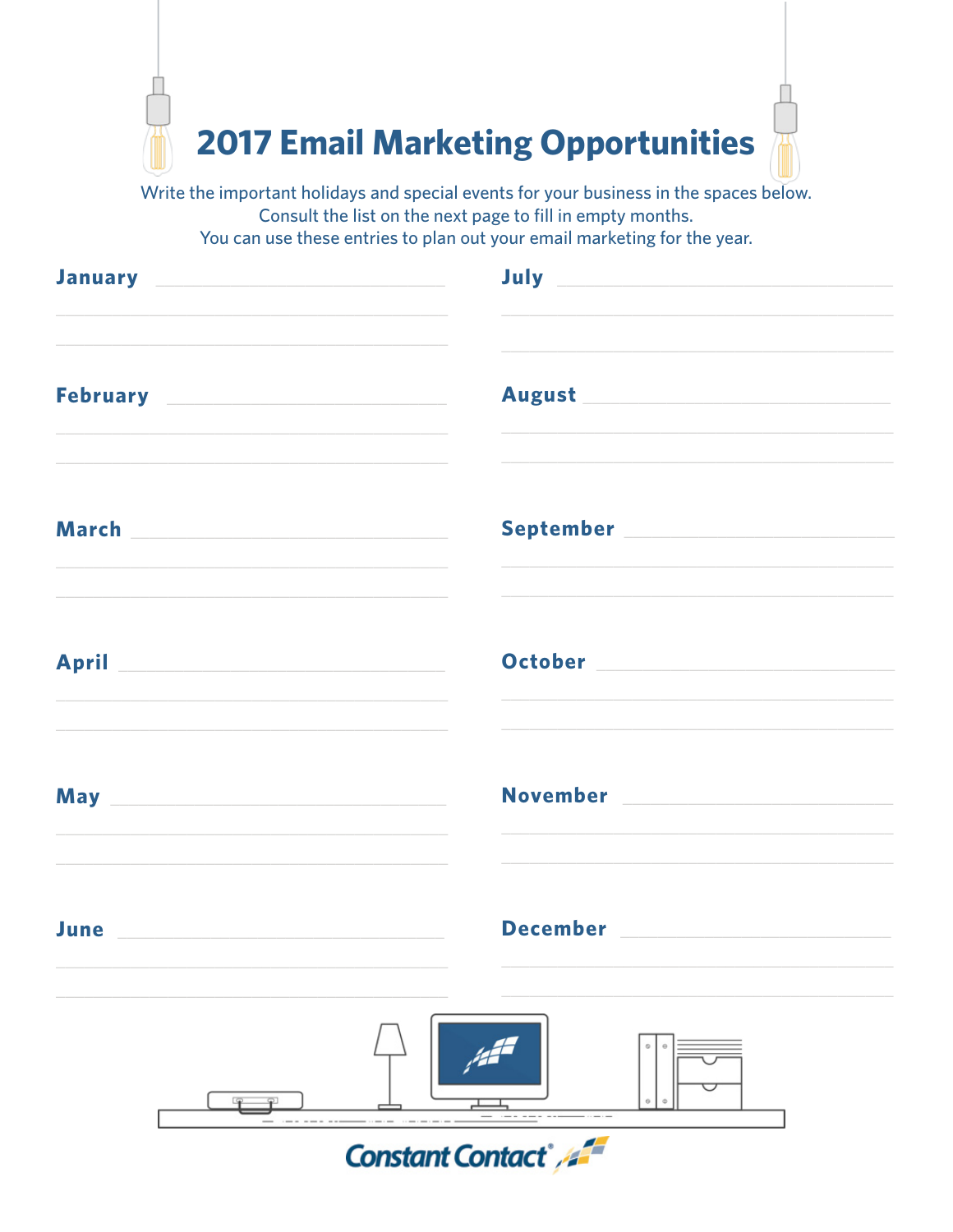# 2017 Email Marketing Opportunities

Write the important holidays and special events for your business in the spaces below.
Consult the list on the next page to fill in empty months.
You can use these entries to plan out your email marketing for the year.

**January** ______________________________

**February** ______________________________

**March** ______________________________

**April** ______________________________

**May** ______________________________

**June** ______________________________

**July** ______________________________

**August** ______________________________

**September** ______________________________

**October** ______________________________

**November** ______________________________

**December** ______________________________

Constant Contact®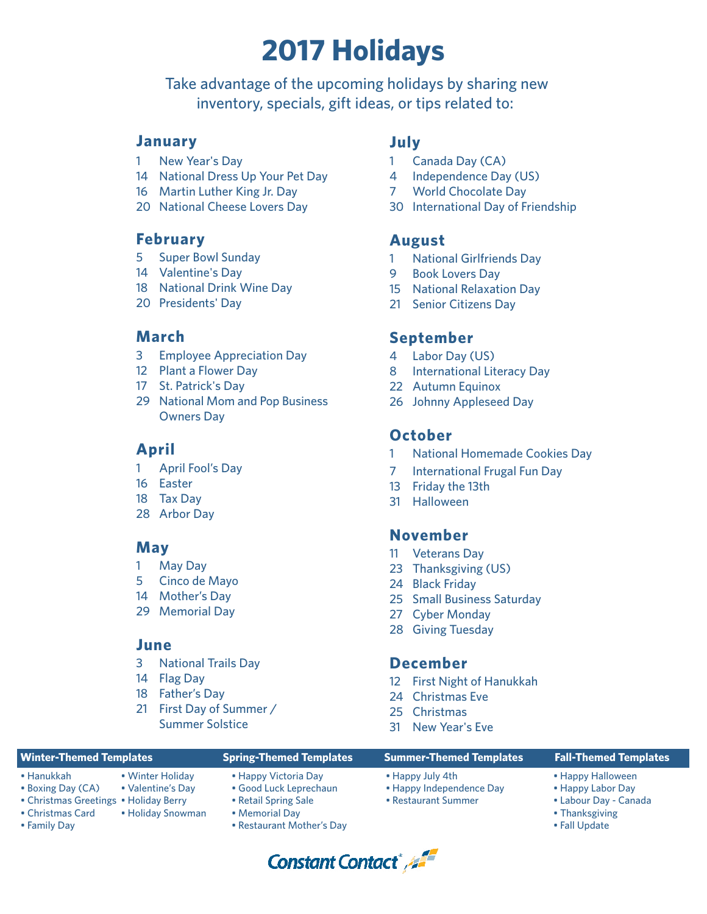# 2017 Holidays

Take advantage of the upcoming holidays by sharing new inventory, specials, gift ideas, or tips related to:

## January

- 1 New Year's Day
- 14 National Dress Up Your Pet Day
- 16 Martin Luther King Jr. Day
- 20 National Cheese Lovers Day

## February

- 5 Super Bowl Sunday
- 14 Valentine's Day
- 18 National Drink Wine Day
- 20 Presidents' Day

## March

- 3 Employee Appreciation Day
- 12 Plant a Flower Day
- 17 St. Patrick's Day
- 29 National Mom and Pop Business Owners Day

## April

- 1 April Fool's Day
- 16 Easter
- 18 Tax Day
- 28 Arbor Day

## May

- 1 May Day
- 5 Cinco de Mayo
- 14 Mother's Day
- 29 Memorial Day

## June

- 3 National Trails Day
- 14 Flag Day
- 18 Father's Day
- 21 First Day of Summer / Summer Solstice

## July

- 1 Canada Day (CA)
- 4 Independence Day (US)
- 7 World Chocolate Day
- 30 International Day of Friendship

## August

- 1 National Girlfriends Day
- 9 Book Lovers Day
- 15 National Relaxation Day
- 21 Senior Citizens Day

## September

- 4 Labor Day (US)
- 8 International Literacy Day
- 22 Autumn Equinox
- 26 Johnny Appleseed Day

## October

- 1 National Homemade Cookies Day
- 7 International Frugal Fun Day
- 13 Friday the 13th
- 31 Halloween

## November

- 11 Veterans Day
- 23 Thanksgiving (US)
- 24 Black Friday
- 25 Small Business Saturday
- 27 Cyber Monday
- 28 Giving Tuesday

## December

- 12 First Night of Hanukkah
- 24 Christmas Eve
- 25 Christmas
- 31 New Year's Eve

### Winter-Themed Templates

- Hanukkah
- Boxing Day (CA)
- Christmas Greetings
- Christmas Card
- Family Day
- Winter Holiday
- Valentine's Day
- Holiday Berry
- Holiday Snowman

### Spring-Themed Templates

- Happy Victoria Day
- Good Luck Leprechaun
- Retail Spring Sale
- Memorial Day
- Restaurant Mother's Day

### Summer-Themed Templates

- Happy July 4th
- Happy Independence Day
- Restaurant Summer

### Fall-Themed Templates

- Happy Halloween
- Happy Labor Day
- Labour Day - Canada
- Thanksgiving
- Fall Update

Constant Contact®